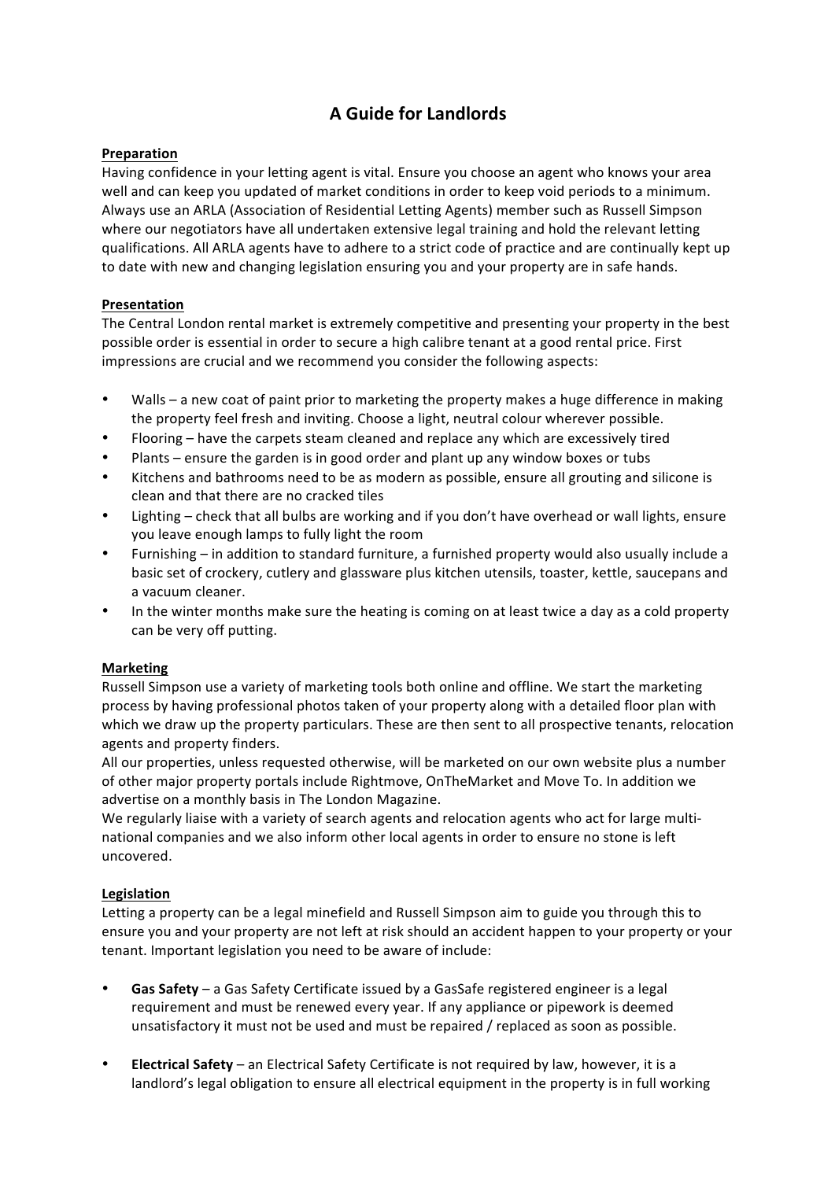# A Guide for Landlords

**Preparation**

Having confidence in your letting agent is vital. Ensure you choose an agent who knows your area well and can keep you updated of market conditions in order to keep void periods to a minimum. Always use an ARLA (Association of Residential Letting Agents) member such as Russell Simpson where our negotiators have all undertaken extensive legal training and hold the relevant letting qualifications. All ARLA agents have to adhere to a strict code of practice and are continually kept up to date with new and changing legislation ensuring you and your property are in safe hands.

**Presentation**

The Central London rental market is extremely competitive and presenting your property in the best possible order is essential in order to secure a high calibre tenant at a good rental price. First impressions are crucial and we recommend you consider the following aspects:

- Walls – a new coat of paint prior to marketing the property makes a huge difference in making the property feel fresh and inviting. Choose a light, neutral colour wherever possible.
- Flooring – have the carpets steam cleaned and replace any which are excessively tired
- Plants – ensure the garden is in good order and plant up any window boxes or tubs
- Kitchens and bathrooms need to be as modern as possible, ensure all grouting and silicone is clean and that there are no cracked tiles
- Lighting – check that all bulbs are working and if you don't have overhead or wall lights, ensure you leave enough lamps to fully light the room
- Furnishing – in addition to standard furniture, a furnished property would also usually include a basic set of crockery, cutlery and glassware plus kitchen utensils, toaster, kettle, saucepans and a vacuum cleaner.
- In the winter months make sure the heating is coming on at least twice a day as a cold property can be very off putting.

**Marketing**

Russell Simpson use a variety of marketing tools both online and offline. We start the marketing process by having professional photos taken of your property along with a detailed floor plan with which we draw up the property particulars. These are then sent to all prospective tenants, relocation agents and property finders.

All our properties, unless requested otherwise, will be marketed on our own website plus a number of other major property portals include Rightmove, OnTheMarket and Move To. In addition we advertise on a monthly basis in The London Magazine.

We regularly liaise with a variety of search agents and relocation agents who act for large multi-national companies and we also inform other local agents in order to ensure no stone is left uncovered.

**Legislation**

Letting a property can be a legal minefield and Russell Simpson aim to guide you through this to ensure you and your property are not left at risk should an accident happen to your property or your tenant. Important legislation you need to be aware of include:

- **Gas Safety** – a Gas Safety Certificate issued by a GasSafe registered engineer is a legal requirement and must be renewed every year. If any appliance or pipework is deemed unsatisfactory it must not be used and must be repaired / replaced as soon as possible.

- **Electrical Safety** – an Electrical Safety Certificate is not required by law, however, it is a landlord's legal obligation to ensure all electrical equipment in the property is in full working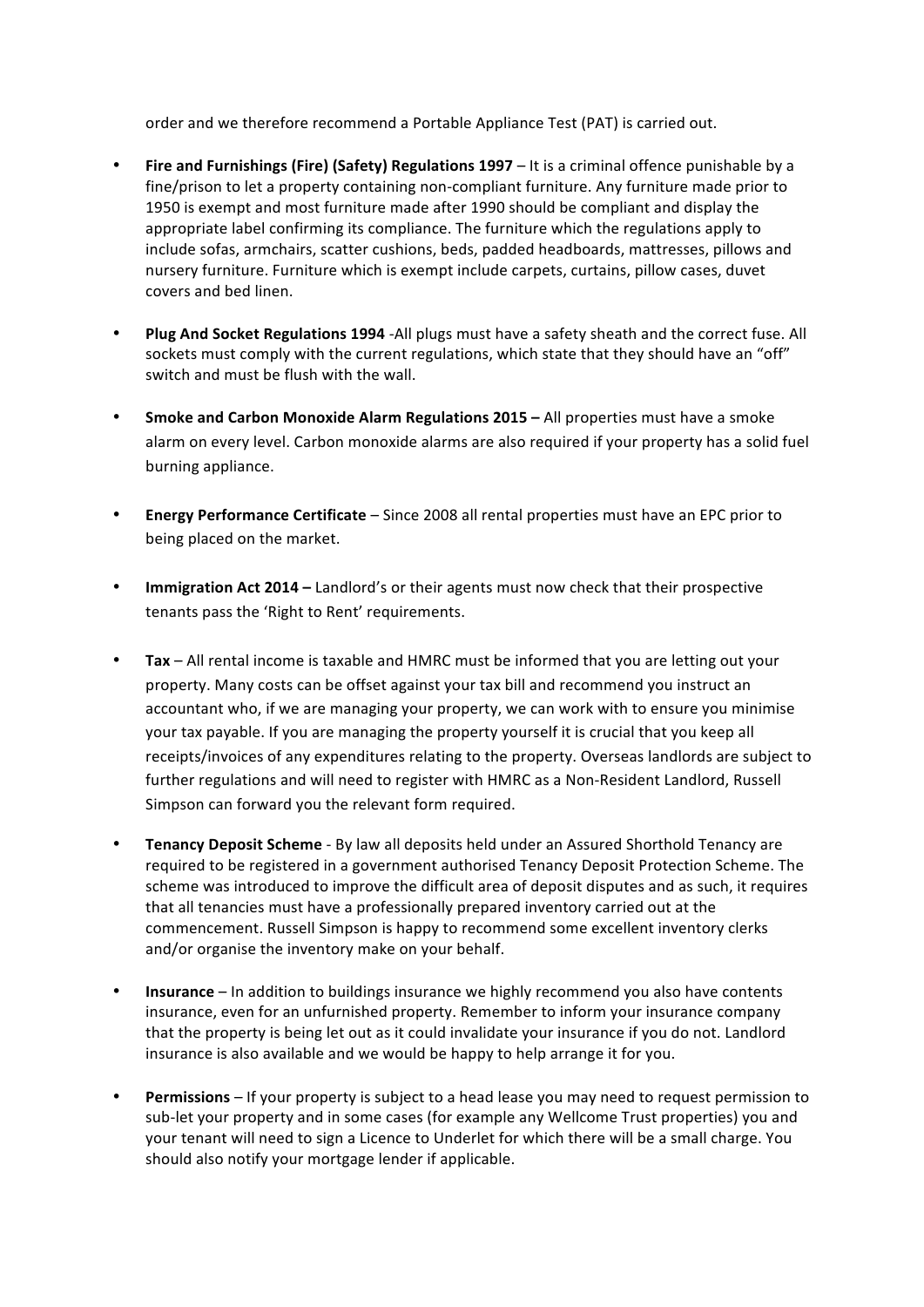order and we therefore recommend a Portable Appliance Test (PAT) is carried out.

- **Fire and Furnishings (Fire) (Safety) Regulations 1997** – It is a criminal offence punishable by a fine/prison to let a property containing non-compliant furniture. Any furniture made prior to 1950 is exempt and most furniture made after 1990 should be compliant and display the appropriate label confirming its compliance. The furniture which the regulations apply to include sofas, armchairs, scatter cushions, beds, padded headboards, mattresses, pillows and nursery furniture. Furniture which is exempt include carpets, curtains, pillow cases, duvet covers and bed linen.

- **Plug And Socket Regulations 1994** -All plugs must have a safety sheath and the correct fuse. All sockets must comply with the current regulations, which state that they should have an "off" switch and must be flush with the wall.

- **Smoke and Carbon Monoxide Alarm Regulations 2015 –** All properties must have a smoke alarm on every level. Carbon monoxide alarms are also required if your property has a solid fuel burning appliance.

- **Energy Performance Certificate** – Since 2008 all rental properties must have an EPC prior to being placed on the market.

- **Immigration Act 2014 –** Landlord's or their agents must now check that their prospective tenants pass the 'Right to Rent' requirements.

- **Tax** – All rental income is taxable and HMRC must be informed that you are letting out your property. Many costs can be offset against your tax bill and recommend you instruct an accountant who, if we are managing your property, we can work with to ensure you minimise your tax payable. If you are managing the property yourself it is crucial that you keep all receipts/invoices of any expenditures relating to the property. Overseas landlords are subject to further regulations and will need to register with HMRC as a Non-Resident Landlord, Russell Simpson can forward you the relevant form required.

- **Tenancy Deposit Scheme** - By law all deposits held under an Assured Shorthold Tenancy are required to be registered in a government authorised Tenancy Deposit Protection Scheme. The scheme was introduced to improve the difficult area of deposit disputes and as such, it requires that all tenancies must have a professionally prepared inventory carried out at the commencement. Russell Simpson is happy to recommend some excellent inventory clerks and/or organise the inventory make on your behalf.

- **Insurance** – In addition to buildings insurance we highly recommend you also have contents insurance, even for an unfurnished property. Remember to inform your insurance company that the property is being let out as it could invalidate your insurance if you do not. Landlord insurance is also available and we would be happy to help arrange it for you.

- **Permissions** – If your property is subject to a head lease you may need to request permission to sub-let your property and in some cases (for example any Wellcome Trust properties) you and your tenant will need to sign a Licence to Underlet for which there will be a small charge. You should also notify your mortgage lender if applicable.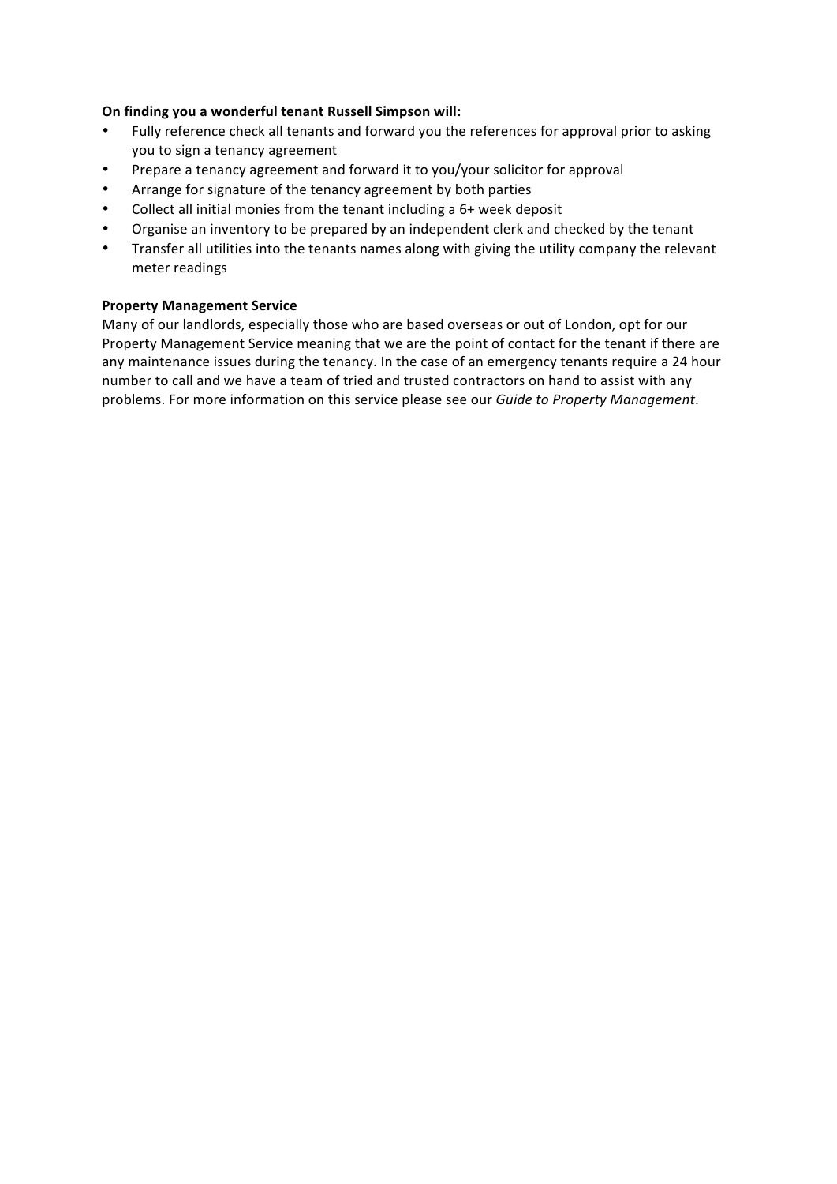**On finding you a wonderful tenant Russell Simpson will:**

- Fully reference check all tenants and forward you the references for approval prior to asking you to sign a tenancy agreement
- Prepare a tenancy agreement and forward it to you/your solicitor for approval
- Arrange for signature of the tenancy agreement by both parties
- Collect all initial monies from the tenant including a 6+ week deposit
- Organise an inventory to be prepared by an independent clerk and checked by the tenant
- Transfer all utilities into the tenants names along with giving the utility company the relevant meter readings

**Property Management Service**

Many of our landlords, especially those who are based overseas or out of London, opt for our Property Management Service meaning that we are the point of contact for the tenant if there are any maintenance issues during the tenancy. In the case of an emergency tenants require a 24 hour number to call and we have a team of tried and trusted contractors on hand to assist with any problems. For more information on this service please see our *Guide to Property Management*.